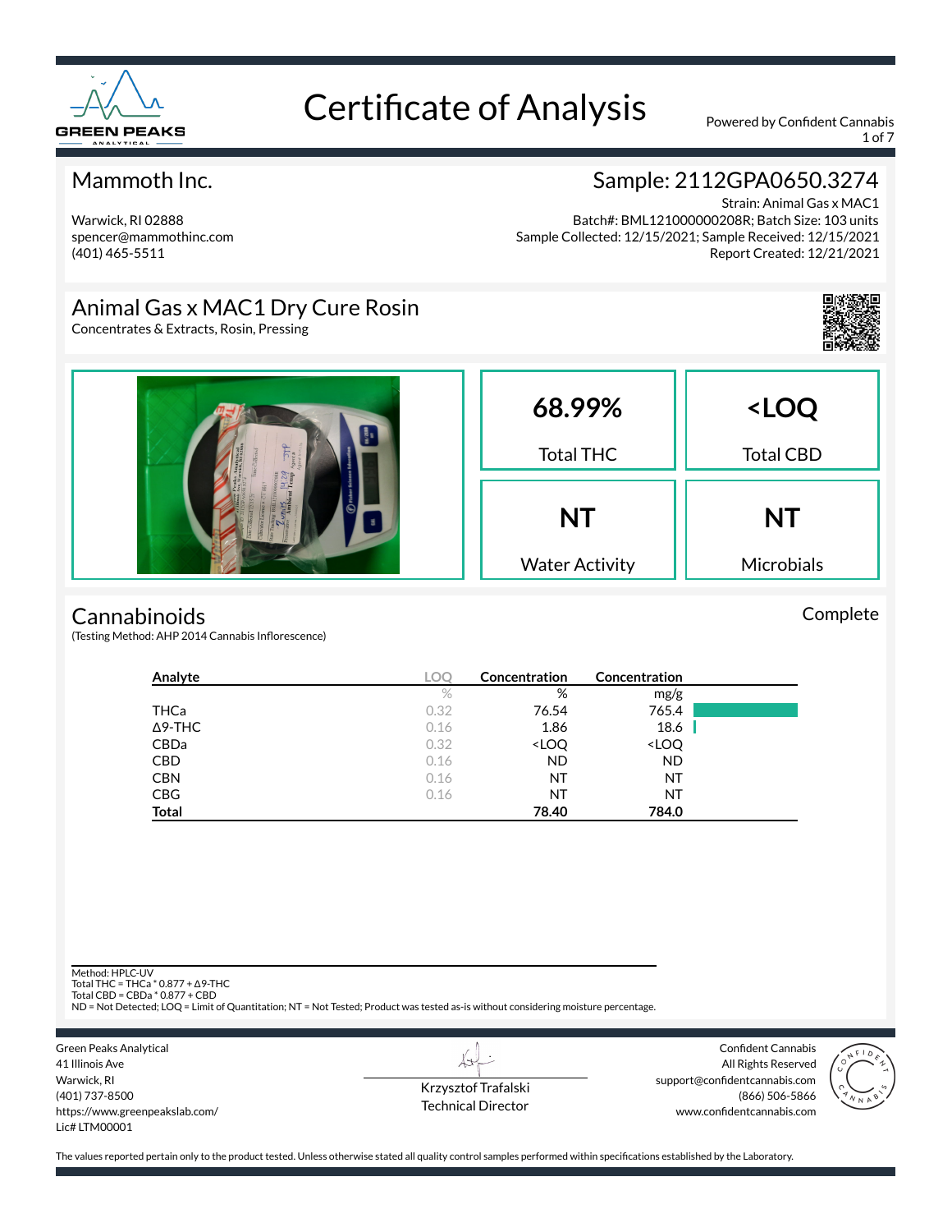# Certificate of Analysis

Powered by Confident Cannabis

## Mammoth Inc.

Warwick, RI 02888
spencer@mammothinc.com
(401) 465-5511

## Sample: 2112GPA0650.3274

Strain: Animal Gas x MAC1
Batch#: BML121000000208R; Batch Size: 103 units
Sample Collected: 12/15/2021; Sample Received: 12/15/2021
Report Created: 12/21/2021

## Animal Gas x MAC1 Dry Cure Rosin

Concentrates & Extracts, Rosin, Pressing

| 68.99% | <LOQ |
|---|---|
| Total THC | Total CBD |
| **NT** | **NT** |
| Water Activity | Microbials |

## Cannabinoids

Complete

(Testing Method: AHP 2014 Cannabis Inflorescence)

| Analyte | LOQ | Concentration | Concentration |
|---|---|---|---|
| | % | % | mg/g |
| THCa | 0.32 | 76.54 | 765.4 |
| Δ9-THC | 0.16 | 1.86 | 18.6 |
| CBDa | 0.32 | <LOQ | <LOQ |
| CBD | 0.16 | ND | ND |
| CBN | 0.16 | NT | NT |
| CBG | 0.16 | NT | NT |
| **Total** | | **78.40** | **784.0** |

Method: HPLC-UV
Total THC = THCa * 0.877 + Δ9-THC
Total CBD = CBDa * 0.877 + CBD
ND = Not Detected; LOQ = Limit of Quantitation; NT = Not Tested; Product was tested as-is without considering moisture percentage.

Green Peaks Analytical
41 Illinois Ave
Warwick, RI
(401) 737-8500
https://www.greenpeakslab.com/
Lic# LTM00001

Krzysztof Trafalski
Technical Director

Confident Cannabis
All Rights Reserved
support@confidentcannabis.com
(866) 506-5866
www.confidentcannabis.com

The values reported pertain only to the product tested. Unless otherwise stated all quality control samples performed within specifications established by the Laboratory.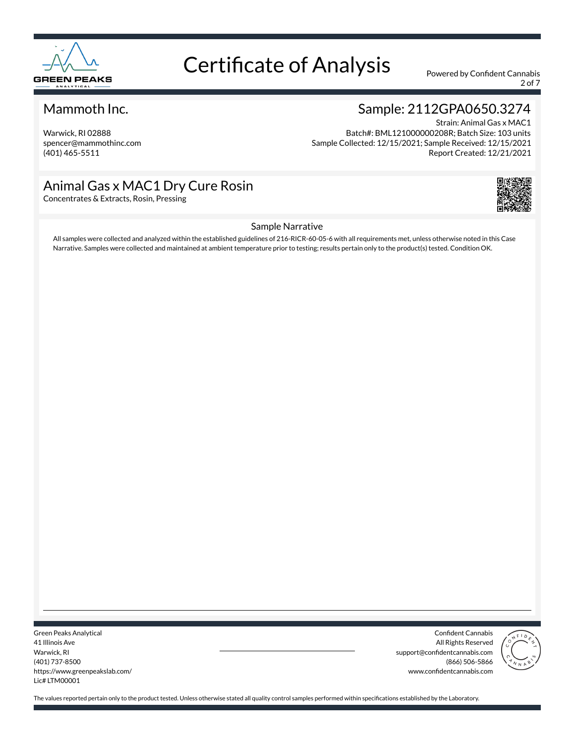# Certificate of Analysis

Powered by Confident Cannabis

## Mammoth Inc.

Warwick, RI 02888
spencer@mammothinc.com
(401) 465-5511

## Sample: 2112GPA0650.3274

Strain: Animal Gas x MAC1
Batch#: BML121000000208R; Batch Size: 103 units
Sample Collected: 12/15/2021; Sample Received: 12/15/2021
Report Created: 12/21/2021

## Animal Gas x MAC1 Dry Cure Rosin

Concentrates & Extracts, Rosin, Pressing

### Sample Narrative

All samples were collected and analyzed within the established guidelines of 216-RICR-60-05-6 with all requirements met, unless otherwise noted in this Case Narrative. Samples were collected and maintained at ambient temperature prior to testing; results pertain only to the product(s) tested. Condition OK.

---

Green Peaks Analytical
41 Illinois Ave
Warwick, RI
(401) 737-8500
https://www.greenpeakslab.com/
Lic# LTM00001

Confident Cannabis
All Rights Reserved
support@confidentcannabis.com
(866) 506-5866
www.confidentcannabis.com

The values reported pertain only to the product tested. Unless otherwise stated all quality control samples performed within specifications established by the Laboratory.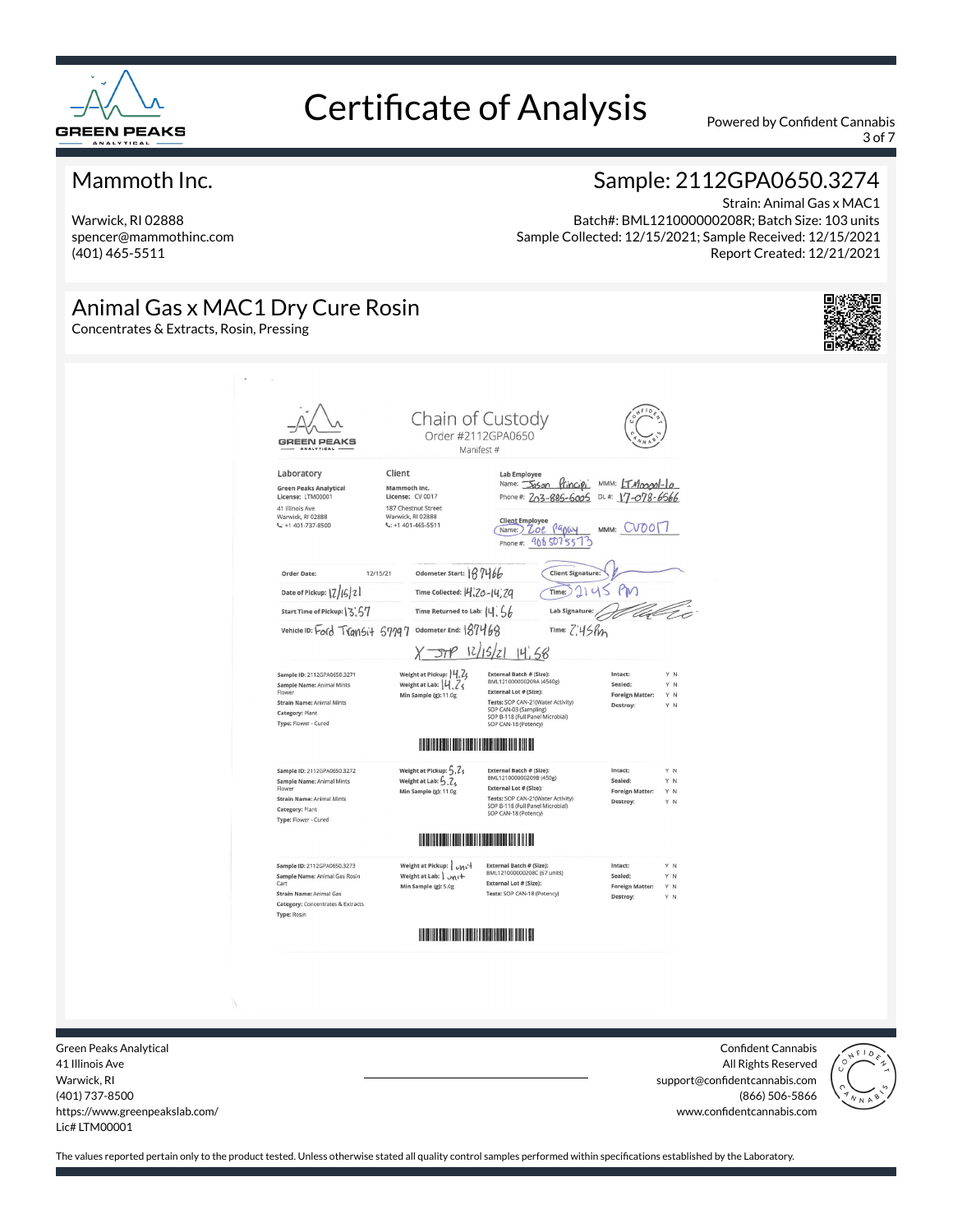# Certificate of Analysis

Powered by Confident Cannabis

## Mammoth Inc.

Warwick, RI 02888
spencer@mammothinc.com
(401) 465-5511

## Sample: 2112GPA0650.3274

Strain: Animal Gas x MAC1
Batch#: BML121000000208R; Batch Size: 103 units
Sample Collected: 12/15/2021; Sample Received: 12/15/2021
Report Created: 12/21/2021

## Animal Gas x MAC1 Dry Cure Rosin

Concentrates & Extracts, Rosin, Pressing

### Chain of Custody

Order #2112GPA0650
Manifest #

**Laboratory**
Green Peaks Analytical
License: LTM00001
41 Illinois Ave
Warwick, RI 02888
+1 401-737-8500

**Client**
Mammoth Inc.
License: CV 0017
187 Chestnut Street
Warwick, RI 02888
+1 401-465-5511

**Lab Employee**
Name: Jason Principi MMM: LTM0000-10
Phone #: 203-885-6005 DL #: 17-078-6566

**Client Employee**
Name: Zoe Papay MMM: CV0017
Phone #: 908 507 5573

| | | | | | |
|---|---|---|---|---|---|
| Order Date: | 12/15/21 | Odometer Start: | 187466 | Client Signature: | (signed) |
| Date of Pickup: | 12/15/21 | Time Collected: | 14:20-14:29 | Time: | 2:45 PM |
| Start Time of Pickup: | 13:57 | Time Returned to Lab: | 14:56 | Lab Signature: | (signed) |
| Vehicle ID: | Ford Transit 67797 | Odometer End: | 187468 | Time: | 2:45pm |

X JTP 12/15/21 14:58

| Sample | Weight | External Batch / Tests | Condition |
|---|---|---|---|
| Sample ID: 2112GPA0650.3271<br>Sample Name: Animal Mints Flower<br>Strain Name: Animal Mints<br>Category: Plant<br>Type: Flower - Cured | Weight at Pickup: 14.2g<br>Weight at Lab: 14.2g<br>Min Sample (g): 11.0g | External Batch # (Size): BML121000000209A (4540g)<br>External Lot # (Size):<br>Tests: SOP CAN-21(Water Activity), SOP CAN-03 (Sampling), SOP B-118 (Full Panel Microbial), SOP CAN-18 (Potency) | Intact: Y N<br>Sealed: Y N<br>Foreign Matter: Y N<br>Destroy: Y N |
| Sample ID: 2112GPA0650.3272<br>Sample Name: Animal Mints Flower<br>Strain Name: Animal Mints<br>Category: Plant<br>Type: Flower - Cured | Weight at Pickup: 5.2g<br>Weight at Lab: 5.2g<br>Min Sample (g): 11.0g | External Batch # (Size): BML121000000209B (450g)<br>External Lot # (Size):<br>Tests: SOP CAN-21(Water Activity), SOP B-118 (Full Panel Microbial), SOP CAN-18 (Potency) | Intact: Y N<br>Sealed: Y N<br>Foreign Matter: Y N<br>Destroy: Y N |
| Sample ID: 2112GPA0650.3273<br>Sample Name: Animal Gas Rosin Cart<br>Strain Name: Animal Gas<br>Category: Concentrates & Extracts<br>Type: Rosin | Weight at Pickup: 1 unit<br>Weight at Lab: 1 unit<br>Min Sample (g): 5.0g | External Batch # (Size): BML121000000208C (67 units)<br>External Lot # (Size):<br>Tests: SOP CAN-18 (Potency) | Intact: Y N<br>Sealed: Y N<br>Foreign Matter: Y N<br>Destroy: Y N |

Green Peaks Analytical
41 Illinois Ave
Warwick, RI
(401) 737-8500
https://www.greenpeakslab.com/
Lic# LTM00001

Confident Cannabis
All Rights Reserved
support@confidentcannabis.com
(866) 506-5866
www.confidentcannabis.com

The values reported pertain only to the product tested. Unless otherwise stated all quality control samples performed within specifications established by the Laboratory.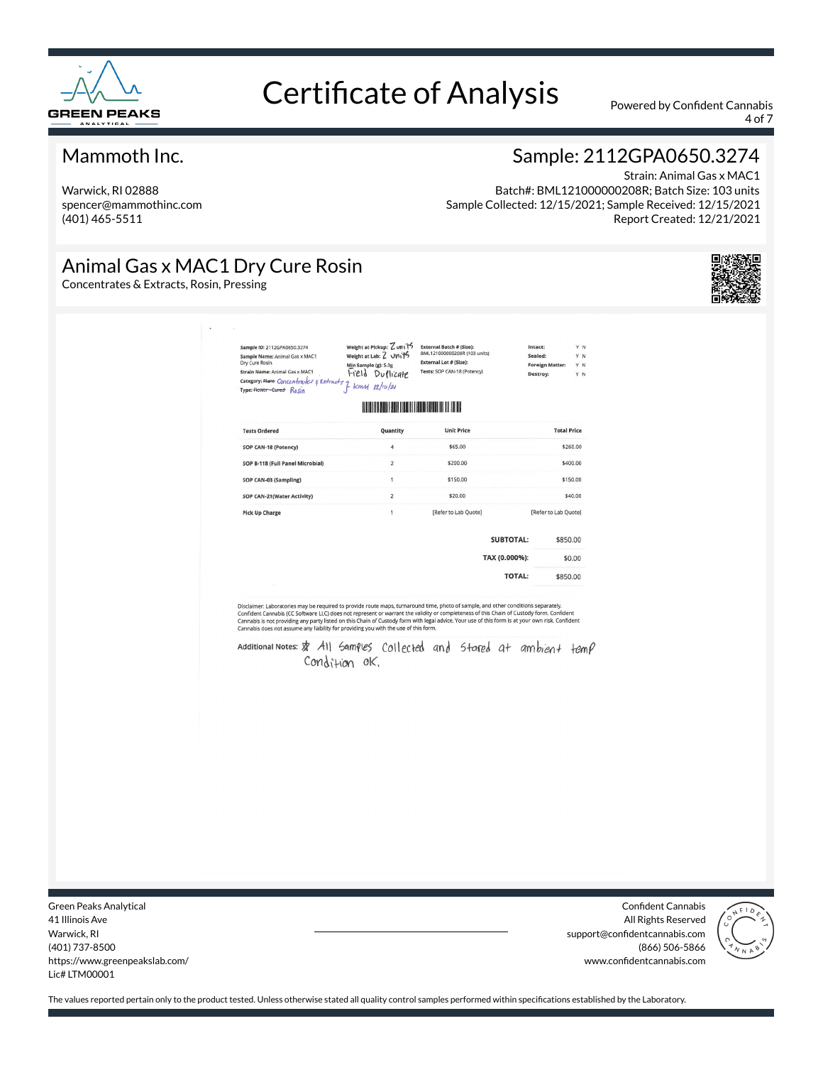# Certificate of Analysis

Powered by Confident Cannabis

## Mammoth Inc.

Warwick, RI 02888
spencer@mammothinc.com
(401) 465-5511

## Sample: 2112GPA0650.3274

Strain: Animal Gas x MAC1
Batch#: BML121000000208R; Batch Size: 103 units
Sample Collected: 12/15/2021; Sample Received: 12/15/2021
Report Created: 12/21/2021

## Animal Gas x MAC1 Dry Cure Rosin

Concentrates & Extracts, Rosin, Pressing

**Sample ID:** 2112GPA0650.3274
**Sample Name:** Animal Gas x MAC1 Dry Cure Rosin
**Strain Name:** Animal Gas x MAC1
**Category:** ~~Plant~~ Concentrates & Extracts
**Type:** ~~Flower - Cured~~ Rosin

**Weight at Pickup:** 2 units
**Weight at Lab:** 2 units
**Min Sample (g):** 5.0g
Field Duplicate
J. Kmu 12/15/21

**External Batch # (Size):** BML121000000208R (103 units)
**External Lot # (Size):**
**Tests:** SOP CAN-18 (Potency)

**Intact:** Y N
**Sealed:** Y N
**Foreign Matter:** Y N
**Destroy:** Y N

| Tests Ordered | Quantity | Unit Price | Total Price |
|---|---|---|---|
| SOP CAN-18 (Potency) | 4 | $65.00 | $260.00 |
| SOP B-118 (Full Panel Microbial) | 2 | $200.00 | $400.00 |
| SOP CAN-03 (Sampling) | 1 | $150.00 | $150.00 |
| SOP CAN-21(Water Activity) | 2 | $20.00 | $40.00 |
| Pick Up Charge | 1 | [Refer to Lab Quote] | [Refer to Lab Quote] |

| | |
|---|---|
| **SUBTOTAL:** | $850.00 |
| **TAX (0.000%):** | $0.00 |
| **TOTAL:** | $850.00 |

Disclaimer: Laboratories may be required to provide route maps, turnaround time, photo of sample, and other conditions separately. Confident Cannabis (CC Software LLC) does not represent or warrant the validity or completeness of this Chain of Custody form. Confident Cannabis is not providing any party listed on this Chain of Custody form with legal advice. Your use of this form is at your own risk. Confident Cannabis does not assume any liability for providing you with the use of this form.

**Additional Notes:** * All Samples Collected and Stored at ambient temp Condition OK.

Green Peaks Analytical
41 Illinois Ave
Warwick, RI
(401) 737-8500
https://www.greenpeakslab.com/
Lic# LTM00001

Confident Cannabis
All Rights Reserved
support@confidentcannabis.com
(866) 506-5866
www.confidentcannabis.com

The values reported pertain only to the product tested. Unless otherwise stated all quality control samples performed within specifications established by the Laboratory.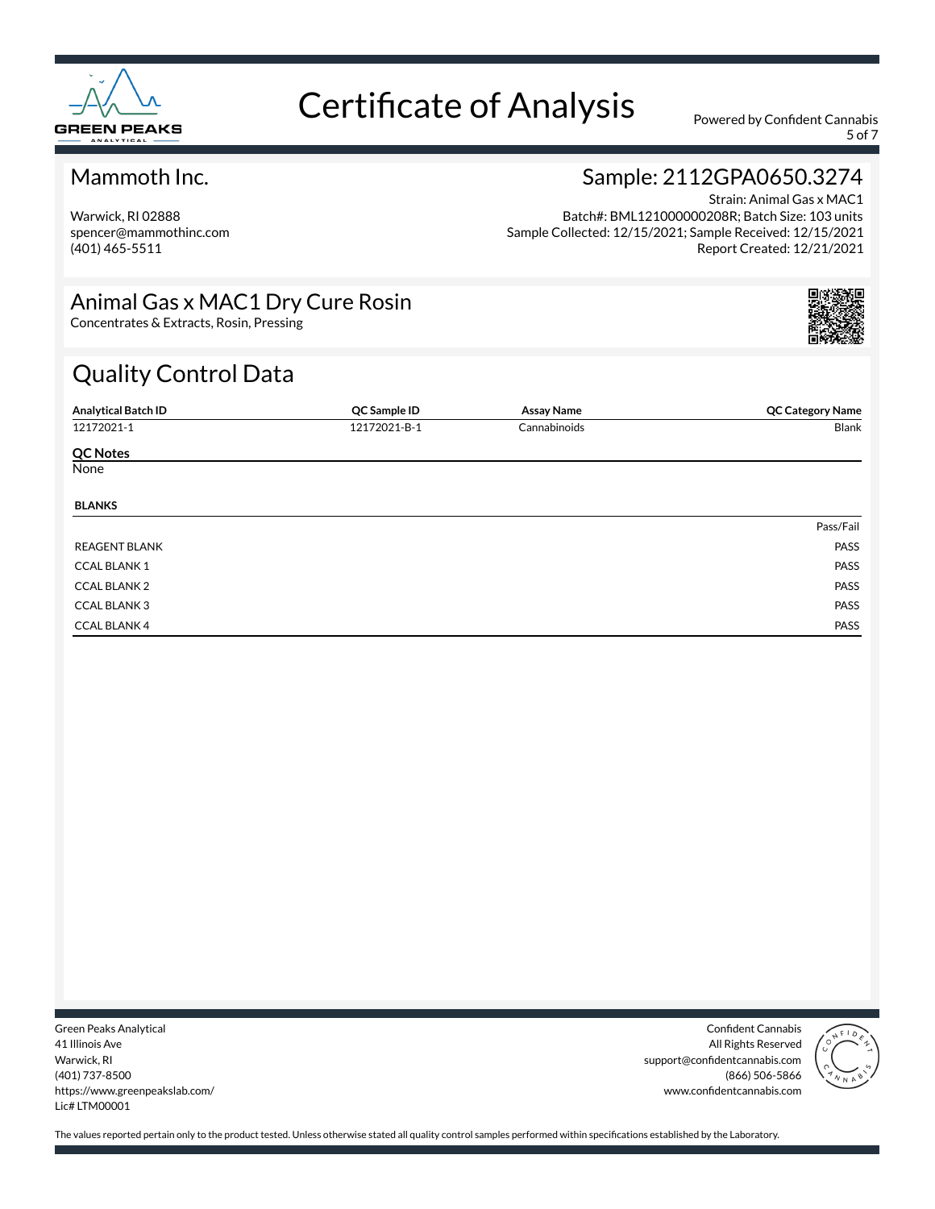# Certificate of Analysis

Powered by Confident Cannabis

## Mammoth Inc.

Warwick, RI 02888
spencer@mammothinc.com
(401) 465-5511

## Sample: 2112GPA0650.3274

Strain: Animal Gas x MAC1
Batch#: BML121000000208R; Batch Size: 103 units
Sample Collected: 12/15/2021; Sample Received: 12/15/2021
Report Created: 12/21/2021

## Animal Gas x MAC1 Dry Cure Rosin

Concentrates & Extracts, Rosin, Pressing

## Quality Control Data

| Analytical Batch ID | QC Sample ID | Assay Name | QC Category Name |
|---|---|---|---|
| 12172021-1 | 12172021-B-1 | Cannabinoids | Blank |

**QC Notes**

None

**BLANKS**

| | Pass/Fail |
|---|---|
| REAGENT BLANK | PASS |
| CCAL BLANK 1 | PASS |
| CCAL BLANK 2 | PASS |
| CCAL BLANK 3 | PASS |
| CCAL BLANK 4 | PASS |

Green Peaks Analytical
41 Illinois Ave
Warwick, RI
(401) 737-8500
https://www.greenpeakslab.com/
Lic# LTM00001

Confident Cannabis
All Rights Reserved
support@confidentcannabis.com
(866) 506-5866
www.confidentcannabis.com

The values reported pertain only to the product tested. Unless otherwise stated all quality control samples performed within specifications established by the Laboratory.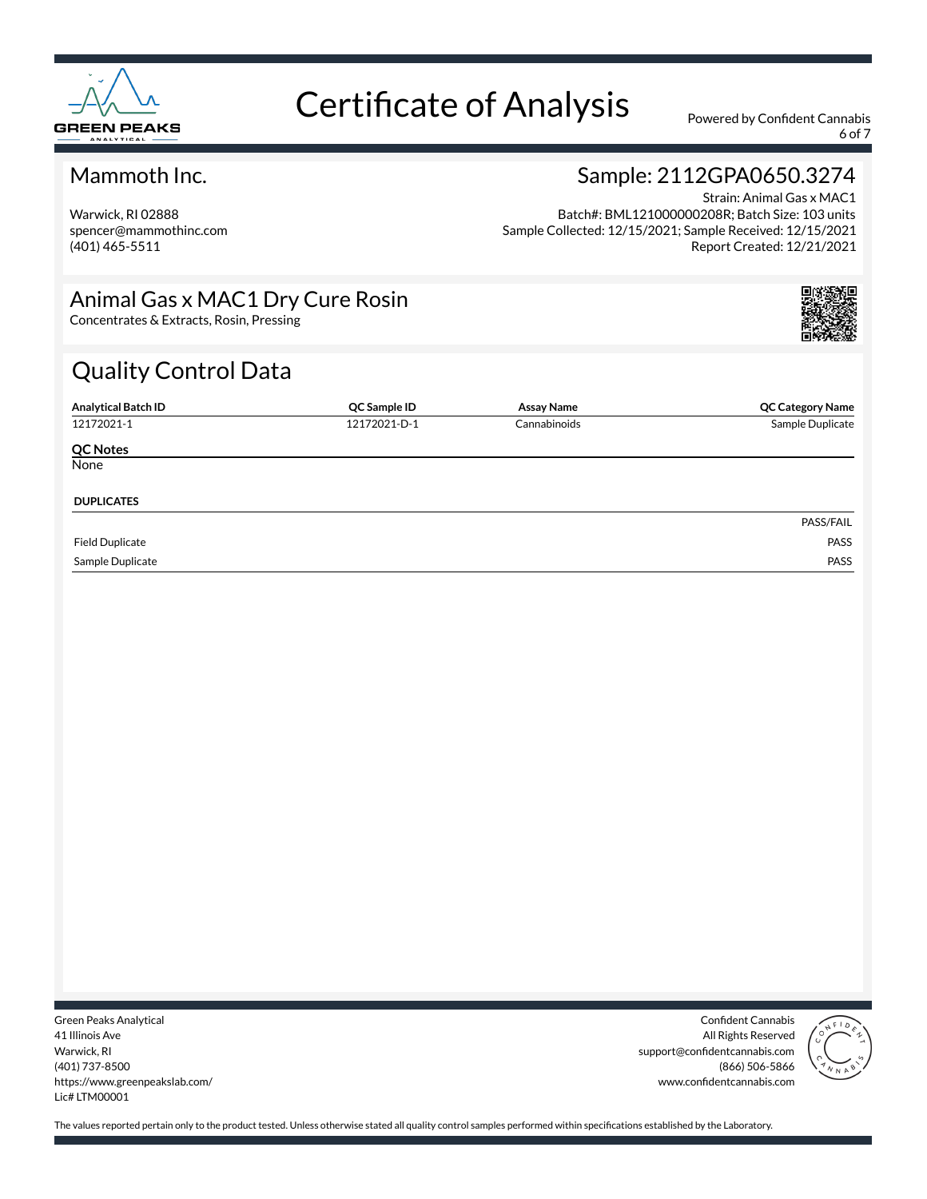# Certificate of Analysis

Powered by Confident Cannabis

## Mammoth Inc.

Warwick, RI 02888
spencer@mammothinc.com
(401) 465-5511

## Sample: 2112GPA0650.3274

Strain: Animal Gas x MAC1
Batch#: BML121000000208R; Batch Size: 103 units
Sample Collected: 12/15/2021; Sample Received: 12/15/2021
Report Created: 12/21/2021

## Animal Gas x MAC1 Dry Cure Rosin

Concentrates & Extracts, Rosin, Pressing

## Quality Control Data

| Analytical Batch ID | QC Sample ID | Assay Name | QC Category Name |
|---|---|---|---|
| 12172021-1 | 12172021-D-1 | Cannabinoids | Sample Duplicate |

**QC Notes**
None

**DUPLICATES**

| | PASS/FAIL |
|---|---|
| Field Duplicate | PASS |
| Sample Duplicate | PASS |

Green Peaks Analytical
41 Illinois Ave
Warwick, RI
(401) 737-8500
https://www.greenpeakslab.com/
Lic# LTM00001

Confident Cannabis
All Rights Reserved
support@confidentcannabis.com
(866) 506-5866
www.confidentcannabis.com

The values reported pertain only to the product tested. Unless otherwise stated all quality control samples performed within specifications established by the Laboratory.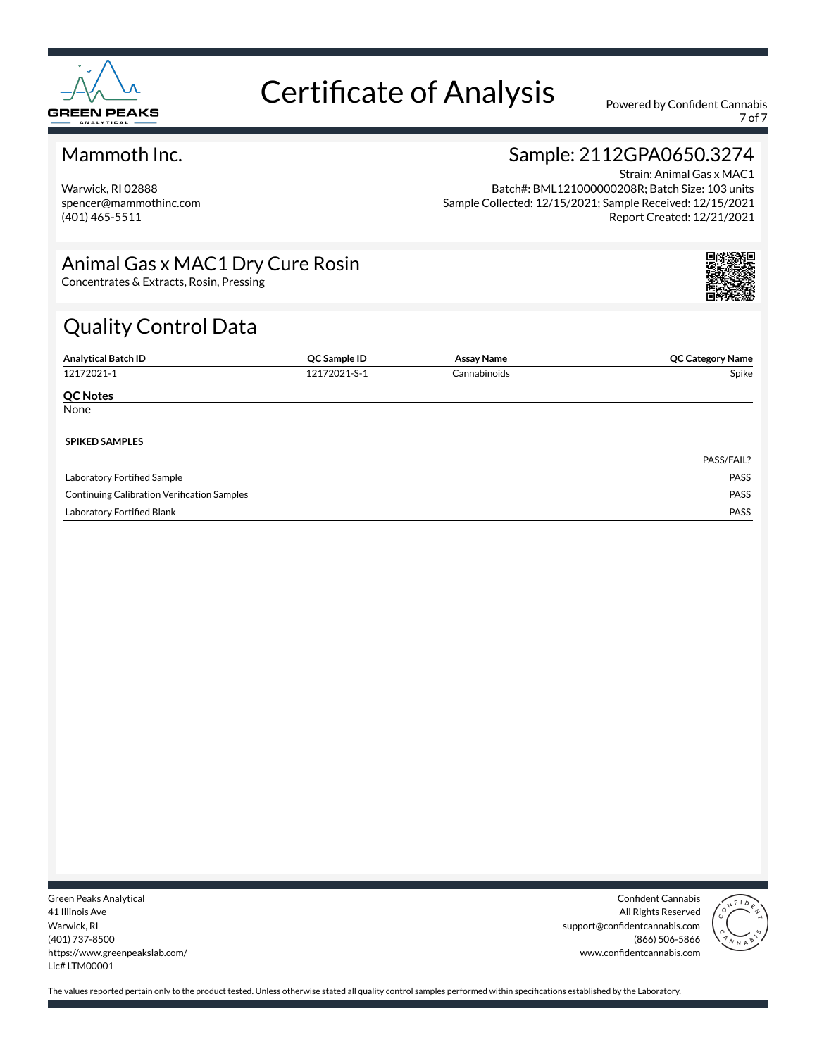# Certificate of Analysis

Powered by Confident Cannabis

## Mammoth Inc.

Warwick, RI 02888
spencer@mammothinc.com
(401) 465-5511

## Sample: 2112GPA0650.3274

Strain: Animal Gas x MAC1
Batch#: BML121000000208R; Batch Size: 103 units
Sample Collected: 12/15/2021; Sample Received: 12/15/2021
Report Created: 12/21/2021

## Animal Gas x MAC1 Dry Cure Rosin

Concentrates & Extracts, Rosin, Pressing

## Quality Control Data

| Analytical Batch ID | QC Sample ID | Assay Name | QC Category Name |
|---|---|---|---|
| 12172021-1 | 12172021-S-1 | Cannabinoids | Spike |

**QC Notes**

None

**SPIKED SAMPLES**

| | PASS/FAIL? |
|---|---|
| Laboratory Fortified Sample | PASS |
| Continuing Calibration Verification Samples | PASS |
| Laboratory Fortified Blank | PASS |

Green Peaks Analytical
41 Illinois Ave
Warwick, RI
(401) 737-8500
https://www.greenpeakslab.com/
Lic# LTM00001

Confident Cannabis
All Rights Reserved
support@confidentcannabis.com
(866) 506-5866
www.confidentcannabis.com

The values reported pertain only to the product tested. Unless otherwise stated all quality control samples performed within specifications established by the Laboratory.